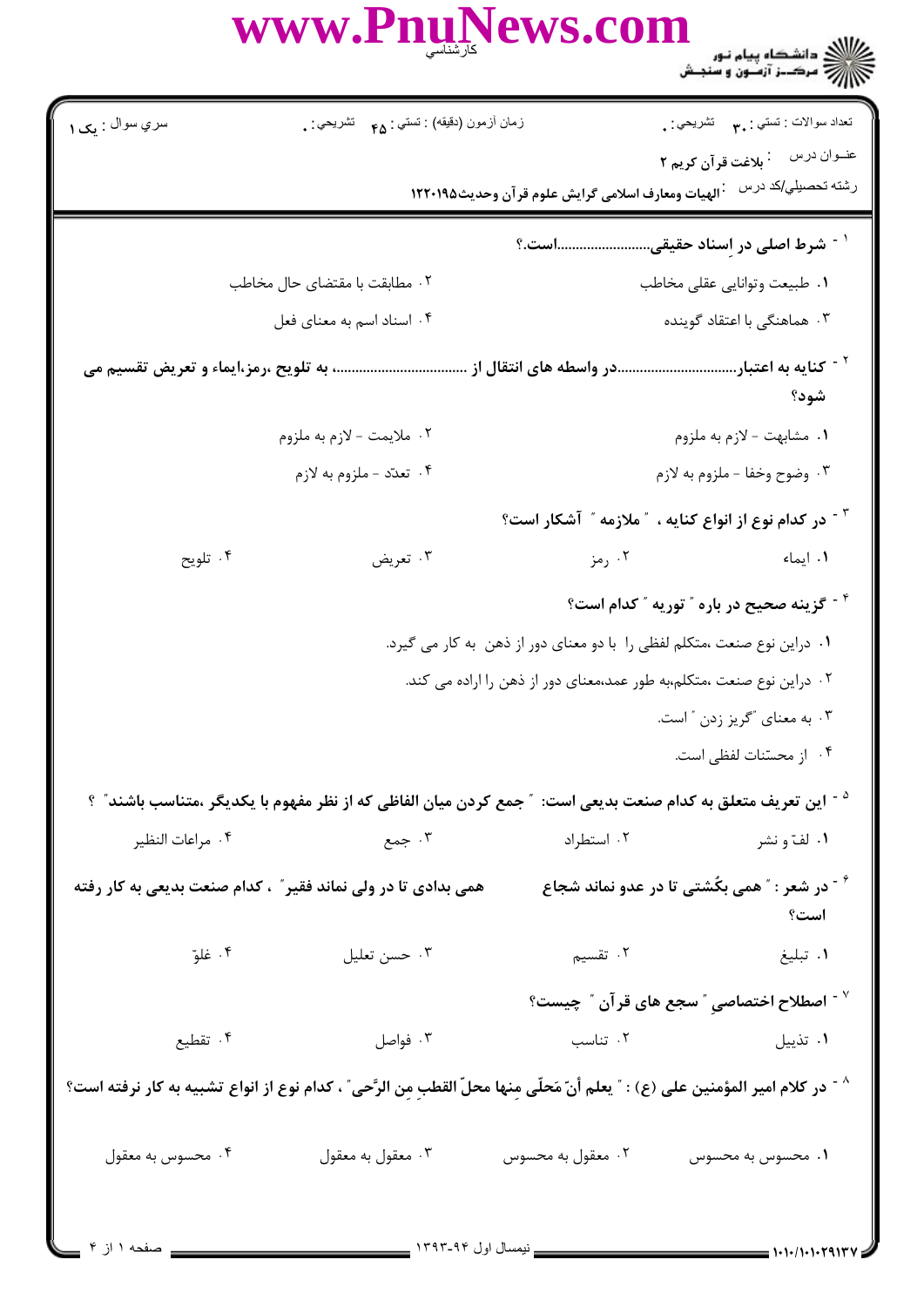سري سوال : یک ۱

زمان آزمون (دقیقه) : تستي : ۴۵ تشریحي : ۰

تعداد سوالات : تستي : ۳۰ تشریحي : ۰

عنوان درس : بلاغت قرآن کریم ۲

رشته تحصیلي/کد درس : الهیات ومعارف اسلامی گرایش علوم قرآن وحدیث۱۲۲۰۱۹۵

۱- شرط اصلی در اِسناد حقیقی.......................است.؟

۱. طبیعت وتوانایی عقلی مخاطب
۲. مطابقت با مقتضای حال مخاطب
۳. هماهنگی با اعتقاد گوینده
۴. اسناد اسم به معنای فعل

۲- کنایه به اعتبار...............................در واسطه های انتقال از ..................................، به تلویح ،رمز،ایماء و تعریض تقسیم می شود؟

۱. مشابهت - لازم به ملزوم
۲. ملایمت - لازم به ملزوم
۳. وضوح وخفا - ملزوم به لازم
۴. تعدّد - ملزوم به لازم

۳- در کدام نوع از انواع کنایه ، " ملازمه " آشکار است؟

۱. ایماء
۲. رمز
۳. تعریض
۴. تلویح

۴- گزینه صحیح در باره " توریه " کدام است؟

۱. دراین نوع صنعت ،متکلم لفظی را با دو معنای دور از ذهن به کار می گیرد.
۲. دراین نوع صنعت ،متکلم،به طور عمد،معنای دور از ذهن را اراده می کند.
۳. به معنای "گریز زدن " است.
۴. از محسنات لفظی است.

۵- این تعریف متعلق به کدام صنعت بدیعی است: " جمع کردن میان الفاظی که از نظر مفهوم با یکدیگر ،متناسب باشند" ؟

۱. لفّ و نشر
۲. استطراد
۳. جمع
۴. مراعات النظیر

۶- در شعر : " همی بکُشتی تا در عدو نماند شجاع همی بدادی تا در ولی نماند فقیر" ، کدام صنعت بدیعی به کار رفته است؟

۱. تبلیغ
۲. تقسیم
۳. حسن تعلیل
۴. غلوّ

۷- اصطلاح اختصاصیِ "سجع های قرآن " چیست؟

۱. تذییل
۲. تناسب
۳. فواصل
۴. تقطیع

۸- در کلام امیر المؤمنین علی (ع) : " یعلم أنّ مَحلّی مِنها محلّ القطبِ مِن الرَّحی" ، کدام نوع از انواع تشبیه به کار نرفته است؟

۱. محسوس به محسوس
۲. معقول به محسوس
۳. معقول به معقول
۴. محسوس به معقول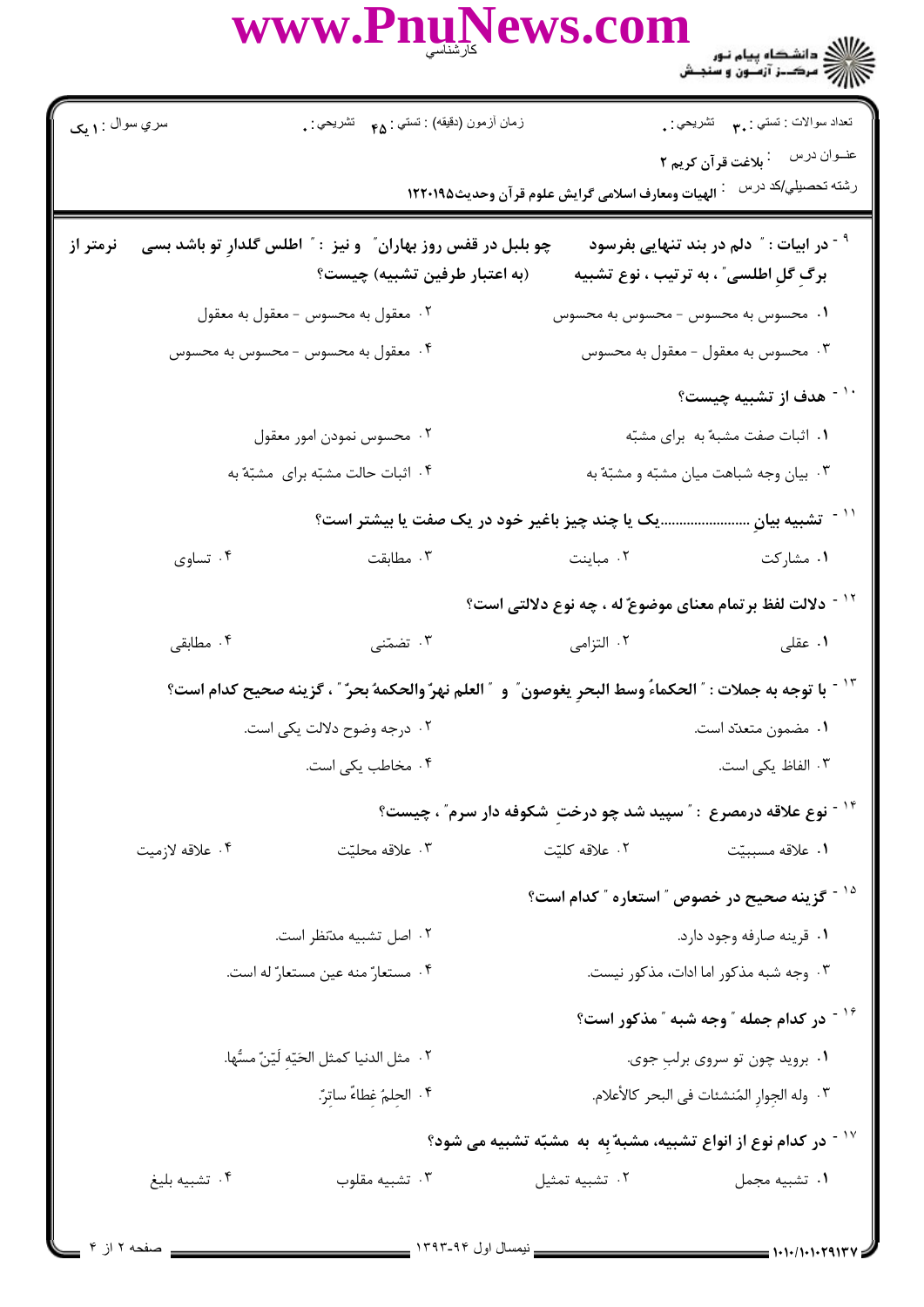۹ - در ابیات : " دلم در بند تنهایی بفرسود چو بلبل در قفس روز بهاران" و نیز : " اطلس گلدارِ تو باشد بسی نرمتر از برگ گلِ اطلسی" ، به ترتیب ، نوع تشبیه (به اعتبار طرفین تشبیه) چیست؟

۱. محسوس به محسوس - محسوس به محسوس
۲. معقول به محسوس - معقول به معقول
۳. محسوس به معقول - معقول به محسوس
۴. معقول به محسوس - محسوس به محسوس

۱۰ - هدف از تشبیه چیست؟

۱. اثبات صفت مشبهٌ به برای مشبّه
۲. محسوس نمودن امور معقول
۳. بیان وجه شباهت میان مشبّه و مشبّهٌ به
۴. اثبات حالت مشبّه برای مشبّهٌ به

۱۱ - تشبیه بیانِ .......................یک یا چند چیز باغیر خود در یک صفت یا بیشتر است؟

۱. مشارکت
۲. مباینت
۳. مطابقت
۴. تساوی

۱۲ - دلالت لفظ برتمام معنای موضوعٌ له ، چه نوع دلالتی است؟

۱. عقلی
۲. التزامی
۳. تضمّنی
۴. مطابقی

۱۳ - با توجه به جملات : " الحکماءُ وسط البحرِ یغوصون" و " العلم نهرٌ والحکمهٔ بحرٌ" ، گزینه صحیح کدام است؟

۱. مضمون متعدّد است.
۲. درجه وضوح دلالت یکی است.
۳. الفاظ یکی است.
۴. مخاطب یکی است.

۱۴ - نوع علاقه درمصرع : " سپید شد چو درختِ شکوفه دار سرم" ، چیست؟

۱. علاقه مسببیّت
۲. علاقه کلیّت
۳. علاقه محلیّت
۴. علاقه لازمیت

۱۵ - گزینه صحیح در خصوص " استعاره " کدام است؟

۱. قرینه صارفه وجود دارد.
۲. اصل تشبیه مدّنظر است.
۳. وجه شبه مذکور اما ادات، مذکور نیست.
۴. مستعارٌ منه عین مستعارٌ له است.

۱۶ - در کدام جمله " وجه شبه " مذکور است؟

۱. بروید چون تو سروی برلبِ جوی.
۲. مثل الدنیا کمثل الحیّهِ لَیّنٌ مسُّها.
۳. وله الجِوارِ المُنشئات فی البحر کالأعلام.
۴. الحِلمُ غِطاءٌ ساترٌ.

۱۷ - در کدام نوع از انواع تشبیه، مشبهٌ به به مشبّه تشبیه می شود؟

۱. تشبیه مجمل
۲. تشبیه تمثیل
۳. تشبیه مقلوب
۴. تشبیه بلیغ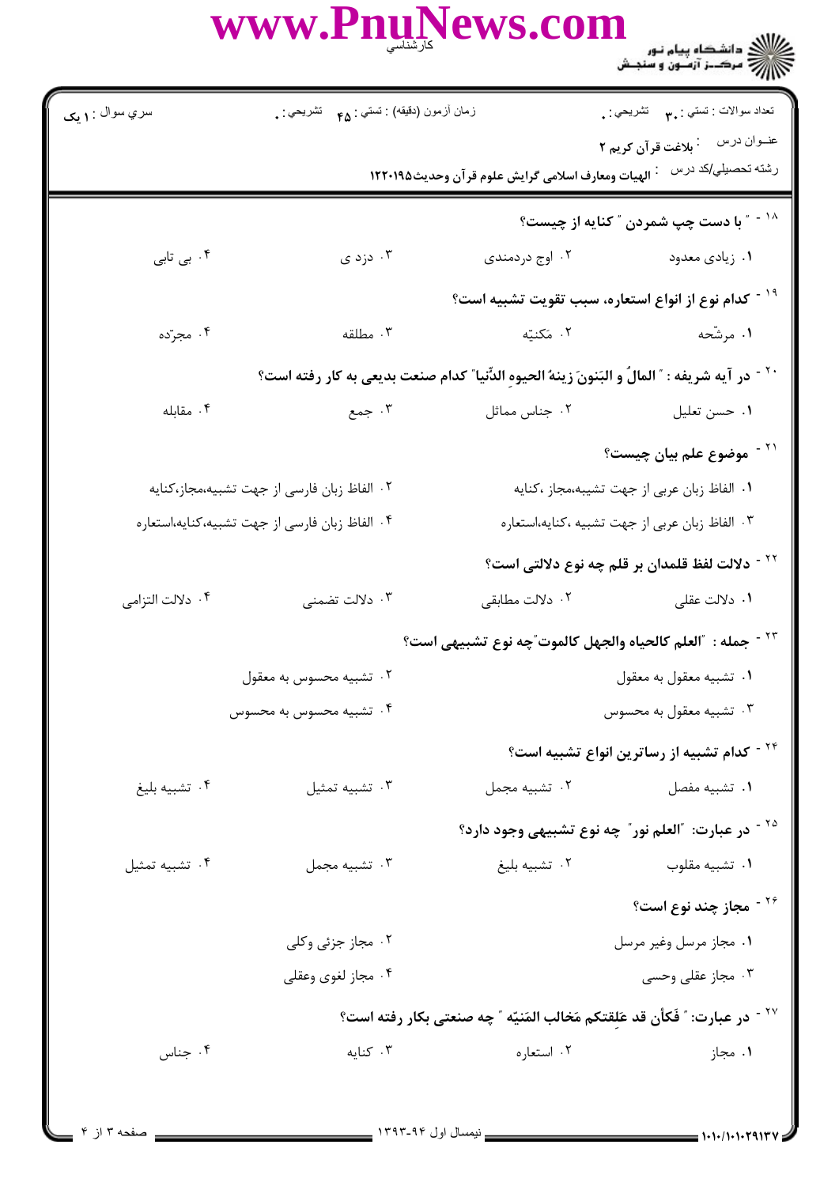سري سوال : ۱ یک | زمان آزمون (دقیقه) : تستی : ۴۵ تشریحی : ۰ | تعداد سوالات : تستی : ۳۰ تشریحی : ۰

عنوان درس : بلاغت قرآن کریم ۲

رشته تحصیلی/کد درس : الهیات ومعارف اسلامی گرایش علوم قرآن وحدیث۱۲۲۰۱۹۵

۱۸ - " با دست چپ شمردن " کنایه از چیست؟

۱. زیادی معدود
۲. اوج دردمندی
۳. دزدی
۴. بی تابی

۱۹ - کدام نوع از انواع استعاره، سبب تقویت تشبیه است؟

۱. مرشّحه
۲. مَکنیّه
۳. مطلقه
۴. مجرّده

۲۰ - در آیه شریفه : " المالُ و البَنونَ زینةُ الحیوهِ الدّنیا" کدام صنعت بدیعی به کار رفته است؟

۱. حسن تعلیل
۲. جناس مماثل
۳. جمع
۴. مقابله

۲۱ - موضوع علم بیان چیست؟

۱. الفاظ زبان عربی از جهت تشبیه،مجاز ،کنایه
۲. الفاظ زبان فارسی از جهت تشبیه،مجاز،کنایه
۳. الفاظ زبان عربی از جهت تشبیه ،کنایه،استعاره
۴. الفاظ زبان فارسی از جهت تشبیه،کنایه،استعاره

۲۲ - دلالت لفظ قلمدان بر قلم چه نوع دلالتی است؟

۱. دلالت عقلی
۲. دلالت مطابقی
۳. دلالت تضمنی
۴. دلالت التزامی

۲۳ - جمله : "العلم کالحیاه والجهل کالموت"چه نوع تشبیهی است؟

۱. تشبیه معقول به معقول
۲. تشبیه محسوس به معقول
۳. تشبیه معقول به محسوس
۴. تشبیه محسوس به محسوس

۲۴ - کدام تشبیه از رساترین انواع تشبیه است؟

۱. تشبیه مفصل
۲. تشبیه مجمل
۳. تشبیه تمثیل
۴. تشبیه بلیغ

۲۵ - در عبارت: "العلم نور" چه نوع تشبیهی وجود دارد؟

۱. تشبیه مقلوب
۲. تشبیه بلیغ
۳. تشبیه مجمل
۴. تشبیه تمثیل

۲۶ - مجاز چند نوع است؟

۱. مجاز مرسل وغیر مرسل
۲. مجاز جزئی وکلی
۳. مجاز عقلی وحسی
۴. مجاز لغوی وعقلی

۲۷ - در عبارت: " فَکأن قد عَلِقتکم مَخالب المَنیّه " چه صنعتی بکار رفته است؟

۱. مجاز
۲. استعاره
۳. کنایه
۴. جناس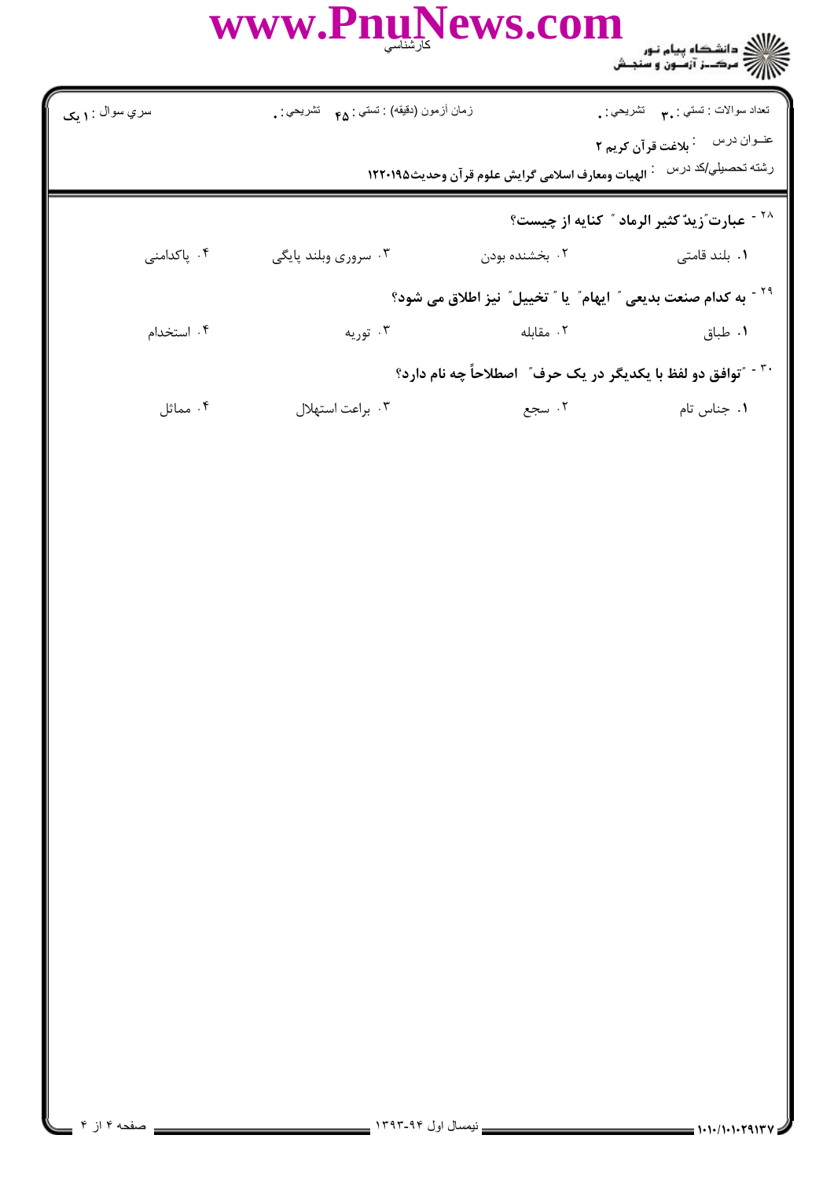سري سوال : ۱ یک

زمان آزمون (دقیقه) : تستي : ۴۵ تشريحي : ۰

تعداد سوالات : تستي : ۳۰ تشريحي : ۰

عنوان درس : بلاغت قرآن کریم ۲

رشته تحصيلي/کد درس : الهیات ومعارف اسلامی گرایش علوم قرآن وحدیث۱۲۲۰۱۹۵

۲۸ - عبارت"زیدٌ کثیر الرماد " کنایه از چیست؟

۱. بلند قامتی
۲. بخشنده بودن
۳. سروری وبلند پایگی
۴. پاکدامنی

۲۹ - به کدام صنعت بدیعی " ایهام" یا " تخییل" نیز اطلاق می شود؟

۱. طباق
۲. مقابله
۳. توریه
۴. استخدام

۳۰ - "توافق دو لفظ با یکدیگر در یک حرف" اصطلاحاً چه نام دارد؟

۱. جناس تام
۲. سجع
۳. براعت استهلال
۴. مماثل